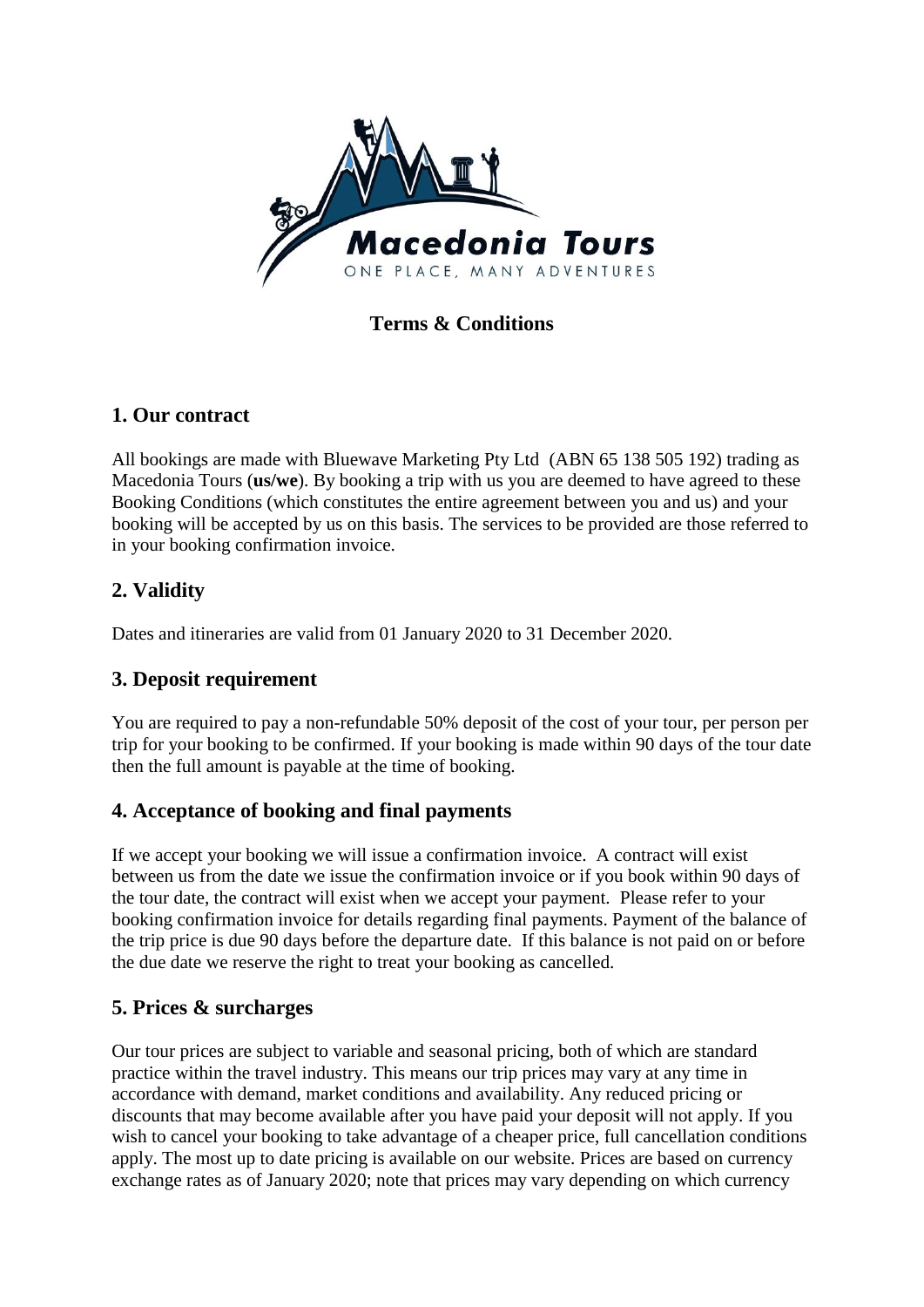Macedonia Tours

ONE PLACE, MANY ADVENTURES

# Terms & Conditions

## 1. Our contract

All bookings are made with Bluewave Marketing Pty Ltd (ABN 65 138 505 192) trading as Macedonia Tours (**us/we**). By booking a trip with us you are deemed to have agreed to these Booking Conditions (which constitutes the entire agreement between you and us) and your booking will be accepted by us on this basis. The services to be provided are those referred to in your booking confirmation invoice.

## 2. Validity

Dates and itineraries are valid from 01 January 2020 to 31 December 2020.

## 3. Deposit requirement

You are required to pay a non-refundable 50% deposit of the cost of your tour, per person per trip for your booking to be confirmed. If your booking is made within 90 days of the tour date then the full amount is payable at the time of booking.

## 4. Acceptance of booking and final payments

If we accept your booking we will issue a confirmation invoice. A contract will exist between us from the date we issue the confirmation invoice or if you book within 90 days of the tour date, the contract will exist when we accept your payment. Please refer to your booking confirmation invoice for details regarding final payments. Payment of the balance of the trip price is due 90 days before the departure date. If this balance is not paid on or before the due date we reserve the right to treat your booking as cancelled.

## 5. Prices & surcharges

Our tour prices are subject to variable and seasonal pricing, both of which are standard practice within the travel industry. This means our trip prices may vary at any time in accordance with demand, market conditions and availability. Any reduced pricing or discounts that may become available after you have paid your deposit will not apply. If you wish to cancel your booking to take advantage of a cheaper price, full cancellation conditions apply. The most up to date pricing is available on our website. Prices are based on currency exchange rates as of January 2020; note that prices may vary depending on which currency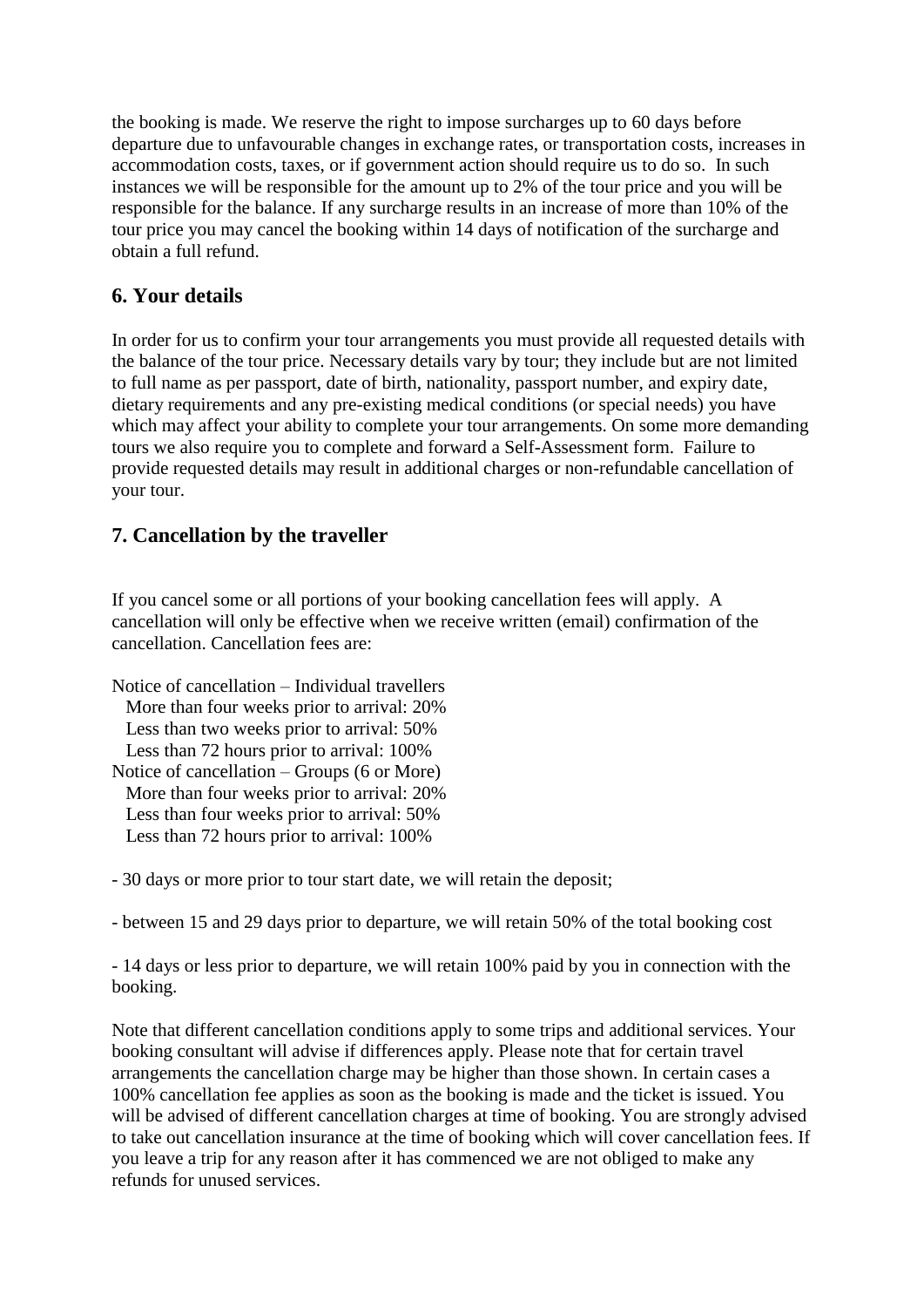the booking is made. We reserve the right to impose surcharges up to 60 days before departure due to unfavourable changes in exchange rates, or transportation costs, increases in accommodation costs, taxes, or if government action should require us to do so. In such instances we will be responsible for the amount up to 2% of the tour price and you will be responsible for the balance. If any surcharge results in an increase of more than 10% of the tour price you may cancel the booking within 14 days of notification of the surcharge and obtain a full refund.

## 6. Your details

In order for us to confirm your tour arrangements you must provide all requested details with the balance of the tour price. Necessary details vary by tour; they include but are not limited to full name as per passport, date of birth, nationality, passport number, and expiry date, dietary requirements and any pre-existing medical conditions (or special needs) you have which may affect your ability to complete your tour arrangements. On some more demanding tours we also require you to complete and forward a Self-Assessment form. Failure to provide requested details may result in additional charges or non-refundable cancellation of your tour.

## 7. Cancellation by the traveller

If you cancel some or all portions of your booking cancellation fees will apply. A cancellation will only be effective when we receive written (email) confirmation of the cancellation. Cancellation fees are:

Notice of cancellation – Individual travellers
- More than four weeks prior to arrival: 20%
- Less than two weeks prior to arrival: 50%
- Less than 72 hours prior to arrival: 100%

Notice of cancellation – Groups (6 or More)
- More than four weeks prior to arrival: 20%
- Less than four weeks prior to arrival: 50%
- Less than 72 hours prior to arrival: 100%

- 30 days or more prior to tour start date, we will retain the deposit;

- between 15 and 29 days prior to departure, we will retain 50% of the total booking cost

- 14 days or less prior to departure, we will retain 100% paid by you in connection with the booking.

Note that different cancellation conditions apply to some trips and additional services. Your booking consultant will advise if differences apply. Please note that for certain travel arrangements the cancellation charge may be higher than those shown. In certain cases a 100% cancellation fee applies as soon as the booking is made and the ticket is issued. You will be advised of different cancellation charges at time of booking. You are strongly advised to take out cancellation insurance at the time of booking which will cover cancellation fees. If you leave a trip for any reason after it has commenced we are not obliged to make any refunds for unused services.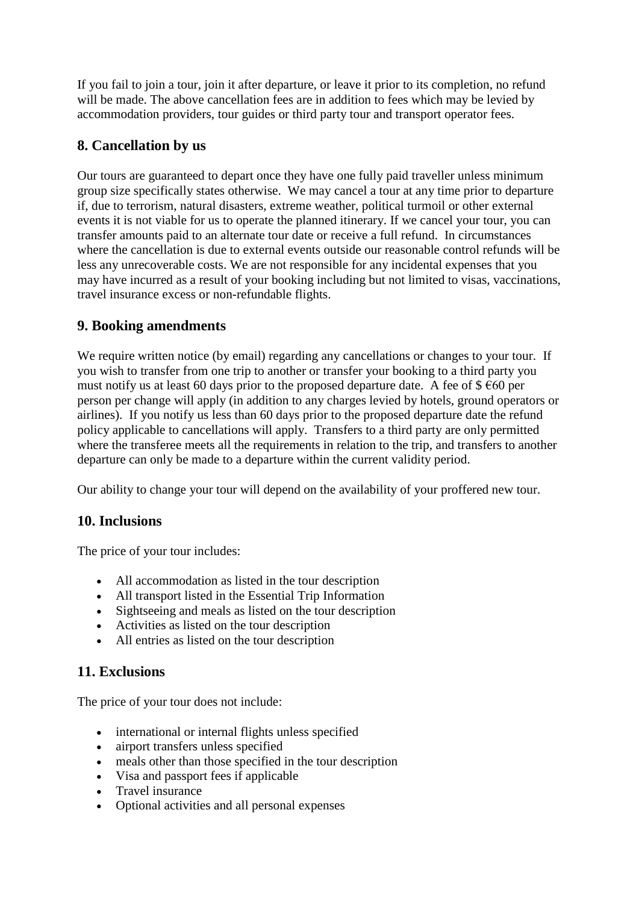If you fail to join a tour, join it after departure, or leave it prior to its completion, no refund will be made. The above cancellation fees are in addition to fees which may be levied by accommodation providers, tour guides or third party tour and transport operator fees.

## 8. Cancellation by us

Our tours are guaranteed to depart once they have one fully paid traveller unless minimum group size specifically states otherwise. We may cancel a tour at any time prior to departure if, due to terrorism, natural disasters, extreme weather, political turmoil or other external events it is not viable for us to operate the planned itinerary. If we cancel your tour, you can transfer amounts paid to an alternate tour date or receive a full refund. In circumstances where the cancellation is due to external events outside our reasonable control refunds will be less any unrecoverable costs. We are not responsible for any incidental expenses that you may have incurred as a result of your booking including but not limited to visas, vaccinations, travel insurance excess or non-refundable flights.

## 9. Booking amendments

We require written notice (by email) regarding any cancellations or changes to your tour. If you wish to transfer from one trip to another or transfer your booking to a third party you must notify us at least 60 days prior to the proposed departure date. A fee of $ €60 per person per change will apply (in addition to any charges levied by hotels, ground operators or airlines). If you notify us less than 60 days prior to the proposed departure date the refund policy applicable to cancellations will apply. Transfers to a third party are only permitted where the transferee meets all the requirements in relation to the trip, and transfers to another departure can only be made to a departure within the current validity period.

Our ability to change your tour will depend on the availability of your proffered new tour.

## 10. Inclusions

The price of your tour includes:

- All accommodation as listed in the tour description
- All transport listed in the Essential Trip Information
- Sightseeing and meals as listed on the tour description
- Activities as listed on the tour description
- All entries as listed on the tour description

## 11. Exclusions

The price of your tour does not include:

- international or internal flights unless specified
- airport transfers unless specified
- meals other than those specified in the tour description
- Visa and passport fees if applicable
- Travel insurance
- Optional activities and all personal expenses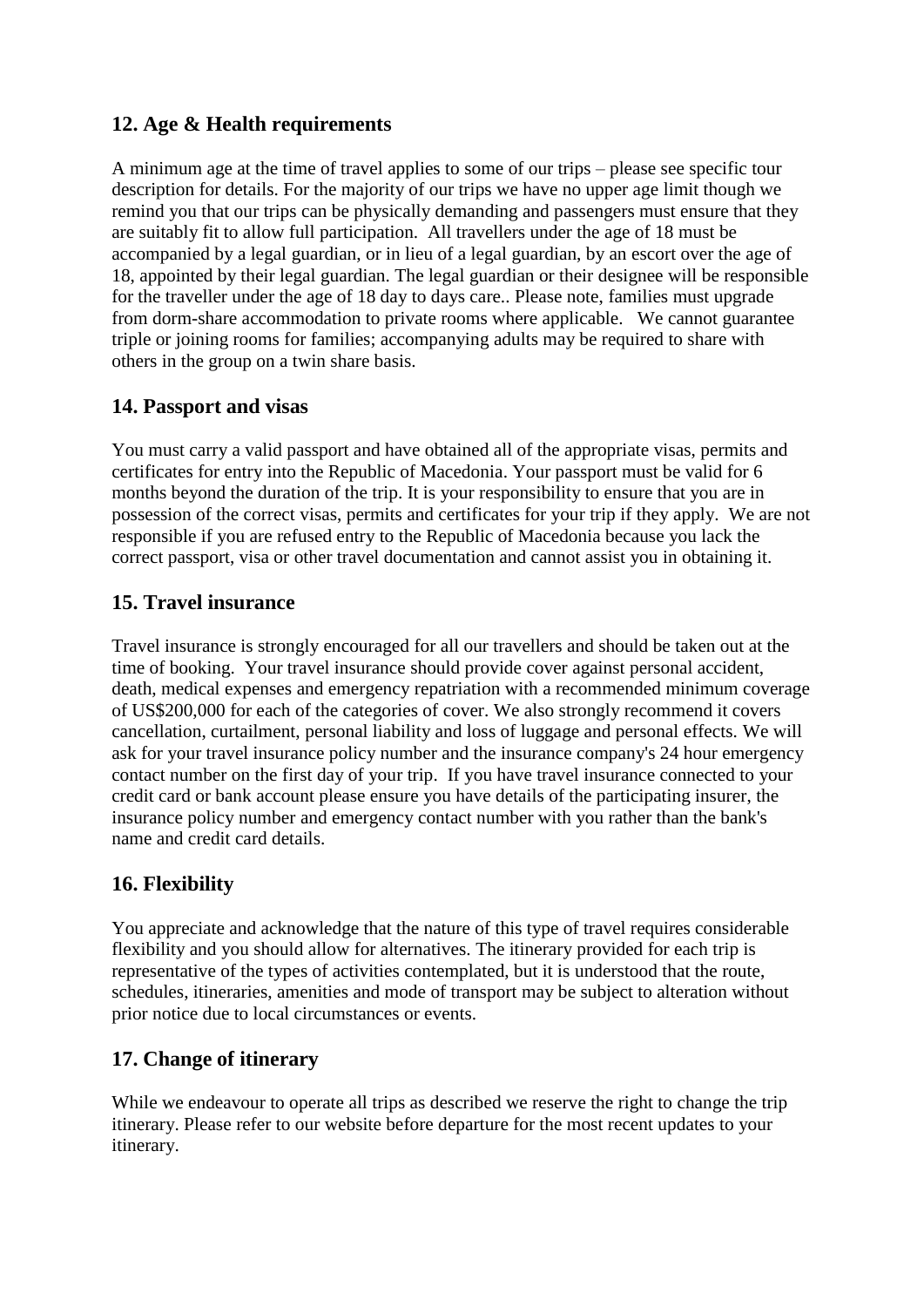## 12. Age & Health requirements

A minimum age at the time of travel applies to some of our trips – please see specific tour description for details. For the majority of our trips we have no upper age limit though we remind you that our trips can be physically demanding and passengers must ensure that they are suitably fit to allow full participation. All travellers under the age of 18 must be accompanied by a legal guardian, or in lieu of a legal guardian, by an escort over the age of 18, appointed by their legal guardian. The legal guardian or their designee will be responsible for the traveller under the age of 18 day to days care.. Please note, families must upgrade from dorm-share accommodation to private rooms where applicable. We cannot guarantee triple or joining rooms for families; accompanying adults may be required to share with others in the group on a twin share basis.

## 14. Passport and visas

You must carry a valid passport and have obtained all of the appropriate visas, permits and certificates for entry into the Republic of Macedonia. Your passport must be valid for 6 months beyond the duration of the trip. It is your responsibility to ensure that you are in possession of the correct visas, permits and certificates for your trip if they apply. We are not responsible if you are refused entry to the Republic of Macedonia because you lack the correct passport, visa or other travel documentation and cannot assist you in obtaining it.

## 15. Travel insurance

Travel insurance is strongly encouraged for all our travellers and should be taken out at the time of booking. Your travel insurance should provide cover against personal accident, death, medical expenses and emergency repatriation with a recommended minimum coverage of US$200,000 for each of the categories of cover. We also strongly recommend it covers cancellation, curtailment, personal liability and loss of luggage and personal effects. We will ask for your travel insurance policy number and the insurance company's 24 hour emergency contact number on the first day of your trip. If you have travel insurance connected to your credit card or bank account please ensure you have details of the participating insurer, the insurance policy number and emergency contact number with you rather than the bank's name and credit card details.

## 16. Flexibility

You appreciate and acknowledge that the nature of this type of travel requires considerable flexibility and you should allow for alternatives. The itinerary provided for each trip is representative of the types of activities contemplated, but it is understood that the route, schedules, itineraries, amenities and mode of transport may be subject to alteration without prior notice due to local circumstances or events.

## 17. Change of itinerary

While we endeavour to operate all trips as described we reserve the right to change the trip itinerary. Please refer to our website before departure for the most recent updates to your itinerary.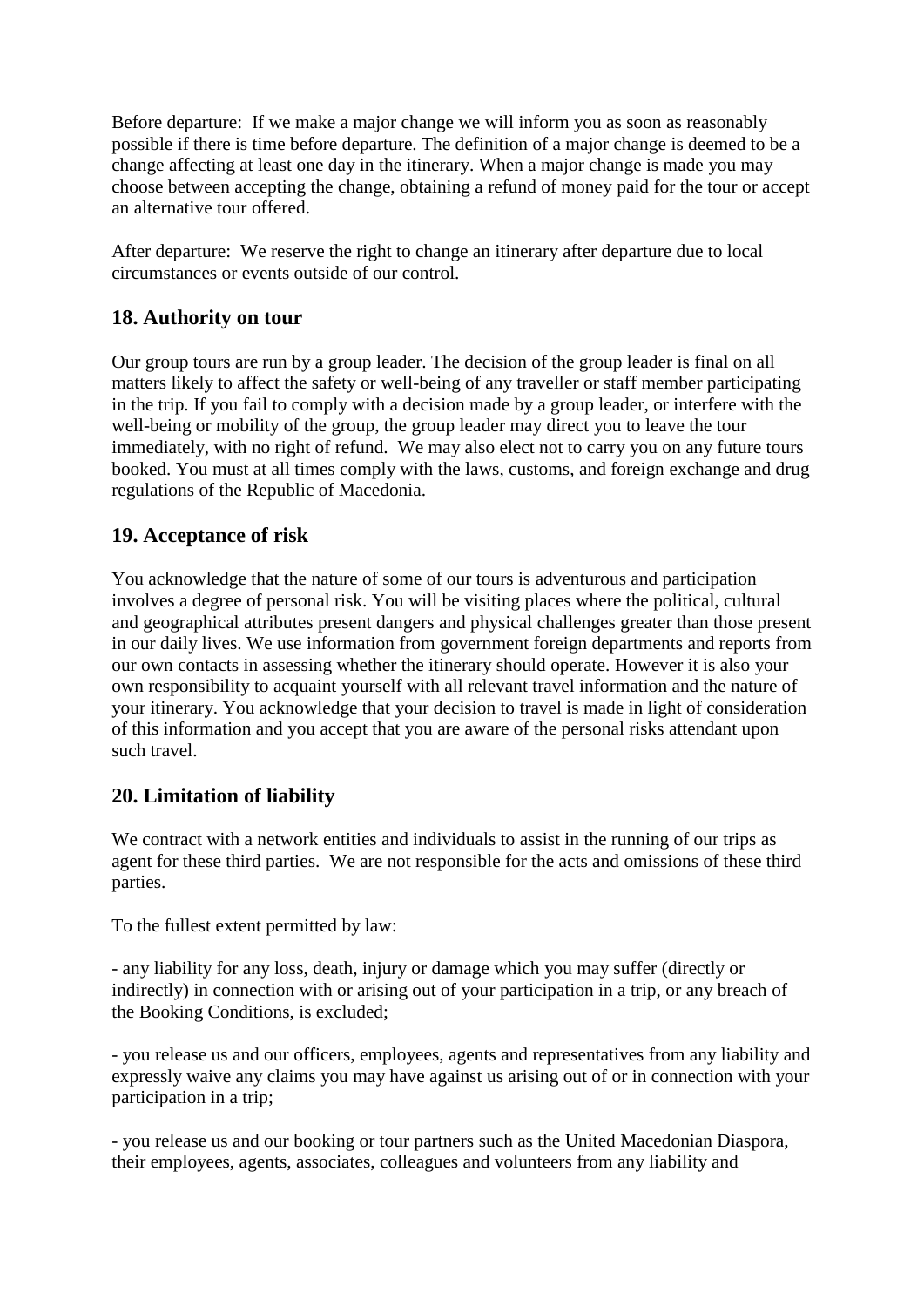Before departure: If we make a major change we will inform you as soon as reasonably possible if there is time before departure. The definition of a major change is deemed to be a change affecting at least one day in the itinerary. When a major change is made you may choose between accepting the change, obtaining a refund of money paid for the tour or accept an alternative tour offered.

After departure: We reserve the right to change an itinerary after departure due to local circumstances or events outside of our control.

## 18. Authority on tour

Our group tours are run by a group leader. The decision of the group leader is final on all matters likely to affect the safety or well-being of any traveller or staff member participating in the trip. If you fail to comply with a decision made by a group leader, or interfere with the well-being or mobility of the group, the group leader may direct you to leave the tour immediately, with no right of refund. We may also elect not to carry you on any future tours booked. You must at all times comply with the laws, customs, and foreign exchange and drug regulations of the Republic of Macedonia.

## 19. Acceptance of risk

You acknowledge that the nature of some of our tours is adventurous and participation involves a degree of personal risk. You will be visiting places where the political, cultural and geographical attributes present dangers and physical challenges greater than those present in our daily lives. We use information from government foreign departments and reports from our own contacts in assessing whether the itinerary should operate. However it is also your own responsibility to acquaint yourself with all relevant travel information and the nature of your itinerary. You acknowledge that your decision to travel is made in light of consideration of this information and you accept that you are aware of the personal risks attendant upon such travel.

## 20. Limitation of liability

We contract with a network entities and individuals to assist in the running of our trips as agent for these third parties. We are not responsible for the acts and omissions of these third parties.

To the fullest extent permitted by law:

- any liability for any loss, death, injury or damage which you may suffer (directly or indirectly) in connection with or arising out of your participation in a trip, or any breach of the Booking Conditions, is excluded;

- you release us and our officers, employees, agents and representatives from any liability and expressly waive any claims you may have against us arising out of or in connection with your participation in a trip;

- you release us and our booking or tour partners such as the United Macedonian Diaspora, their employees, agents, associates, colleagues and volunteers from any liability and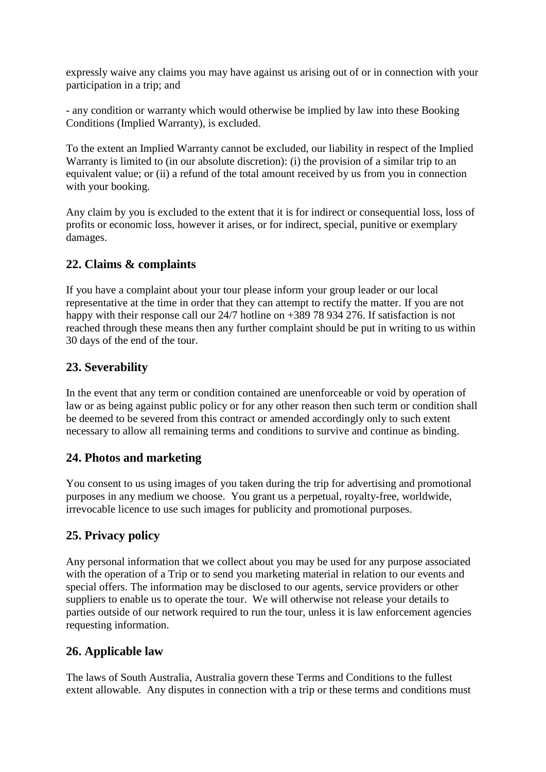expressly waive any claims you may have against us arising out of or in connection with your participation in a trip; and

- any condition or warranty which would otherwise be implied by law into these Booking Conditions (Implied Warranty), is excluded.

To the extent an Implied Warranty cannot be excluded, our liability in respect of the Implied Warranty is limited to (in our absolute discretion): (i) the provision of a similar trip to an equivalent value; or (ii) a refund of the total amount received by us from you in connection with your booking.

Any claim by you is excluded to the extent that it is for indirect or consequential loss, loss of profits or economic loss, however it arises, or for indirect, special, punitive or exemplary damages.

## 22. Claims & complaints

If you have a complaint about your tour please inform your group leader or our local representative at the time in order that they can attempt to rectify the matter. If you are not happy with their response call our 24/7 hotline on +389 78 934 276. If satisfaction is not reached through these means then any further complaint should be put in writing to us within 30 days of the end of the tour.

## 23. Severability

In the event that any term or condition contained are unenforceable or void by operation of law or as being against public policy or for any other reason then such term or condition shall be deemed to be severed from this contract or amended accordingly only to such extent necessary to allow all remaining terms and conditions to survive and continue as binding.

## 24. Photos and marketing

You consent to us using images of you taken during the trip for advertising and promotional purposes in any medium we choose. You grant us a perpetual, royalty-free, worldwide, irrevocable licence to use such images for publicity and promotional purposes.

## 25. Privacy policy

Any personal information that we collect about you may be used for any purpose associated with the operation of a Trip or to send you marketing material in relation to our events and special offers. The information may be disclosed to our agents, service providers or other suppliers to enable us to operate the tour. We will otherwise not release your details to parties outside of our network required to run the tour, unless it is law enforcement agencies requesting information.

## 26. Applicable law

The laws of South Australia, Australia govern these Terms and Conditions to the fullest extent allowable. Any disputes in connection with a trip or these terms and conditions must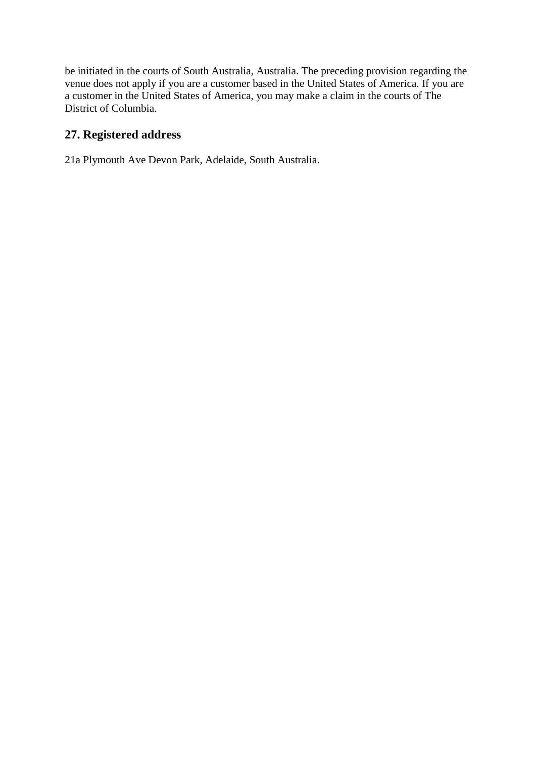be initiated in the courts of South Australia, Australia. The preceding provision regarding the venue does not apply if you are a customer based in the United States of America. If you are a customer in the United States of America, you may make a claim in the courts of The District of Columbia.

## 27. Registered address

21a Plymouth Ave Devon Park, Adelaide, South Australia.